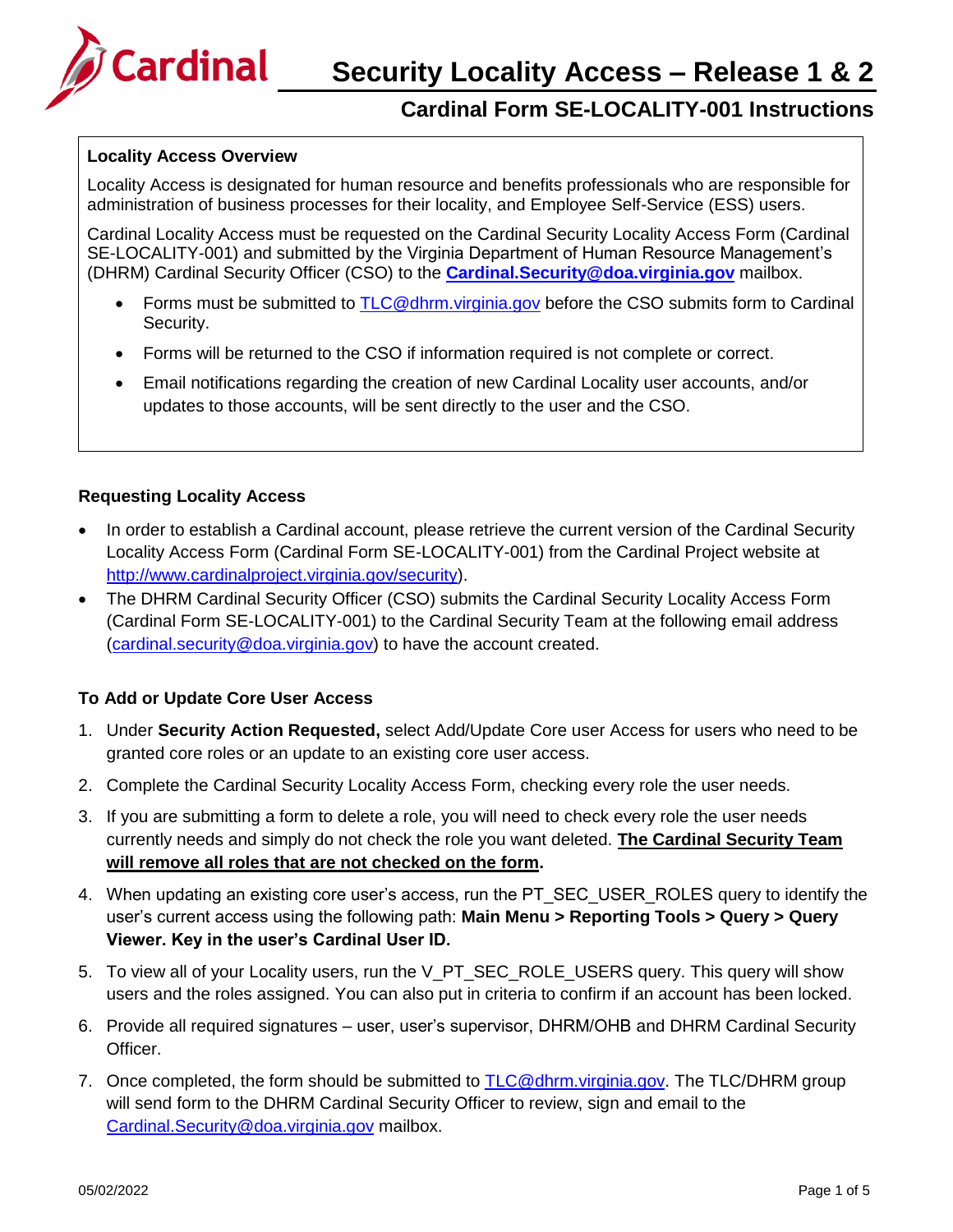# Security Locality Access – Release 1 & 2

## Cardinal Form SE-LOCALITY-001 Instructions

**Locality Access Overview**

Locality Access is designated for human resource and benefits professionals who are responsible for administration of business processes for their locality, and Employee Self-Service (ESS) users.

Cardinal Locality Access must be requested on the Cardinal Security Locality Access Form (Cardinal SE-LOCALITY-001) and submitted by the Virginia Department of Human Resource Management's (DHRM) Cardinal Security Officer (CSO) to the **Cardinal.Security@doa.virginia.gov** mailbox.

- Forms must be submitted to TLC@dhrm.virginia.gov before the CSO submits form to Cardinal Security.
- Forms will be returned to the CSO if information required is not complete or correct.
- Email notifications regarding the creation of new Cardinal Locality user accounts, and/or updates to those accounts, will be sent directly to the user and the CSO.

### Requesting Locality Access

- In order to establish a Cardinal account, please retrieve the current version of the Cardinal Security Locality Access Form (Cardinal Form SE-LOCALITY-001) from the Cardinal Project website at http://www.cardinalproject.virginia.gov/security).
- The DHRM Cardinal Security Officer (CSO) submits the Cardinal Security Locality Access Form (Cardinal Form SE-LOCALITY-001) to the Cardinal Security Team at the following email address (cardinal.security@doa.virginia.gov) to have the account created.

### To Add or Update Core User Access

1. Under **Security Action Requested,** select Add/Update Core user Access for users who need to be granted core roles or an update to an existing core user access.
2. Complete the Cardinal Security Locality Access Form, checking every role the user needs.
3. If you are submitting a form to delete a role, you will need to check every role the user needs currently needs and simply do not check the role you want deleted. **The Cardinal Security Team will remove all roles that are not checked on the form.**
4. When updating an existing core user's access, run the PT_SEC_USER_ROLES query to identify the user's current access using the following path: **Main Menu > Reporting Tools > Query > Query Viewer. Key in the user's Cardinal User ID.**
5. To view all of your Locality users, run the V_PT_SEC_ROLE_USERS query. This query will show users and the roles assigned. You can also put in criteria to confirm if an account has been locked.
6. Provide all required signatures – user, user's supervisor, DHRM/OHB and DHRM Cardinal Security Officer.
7. Once completed, the form should be submitted to TLC@dhrm.virginia.gov. The TLC/DHRM group will send form to the DHRM Cardinal Security Officer to review, sign and email to the Cardinal.Security@doa.virginia.gov mailbox.

05/02/2022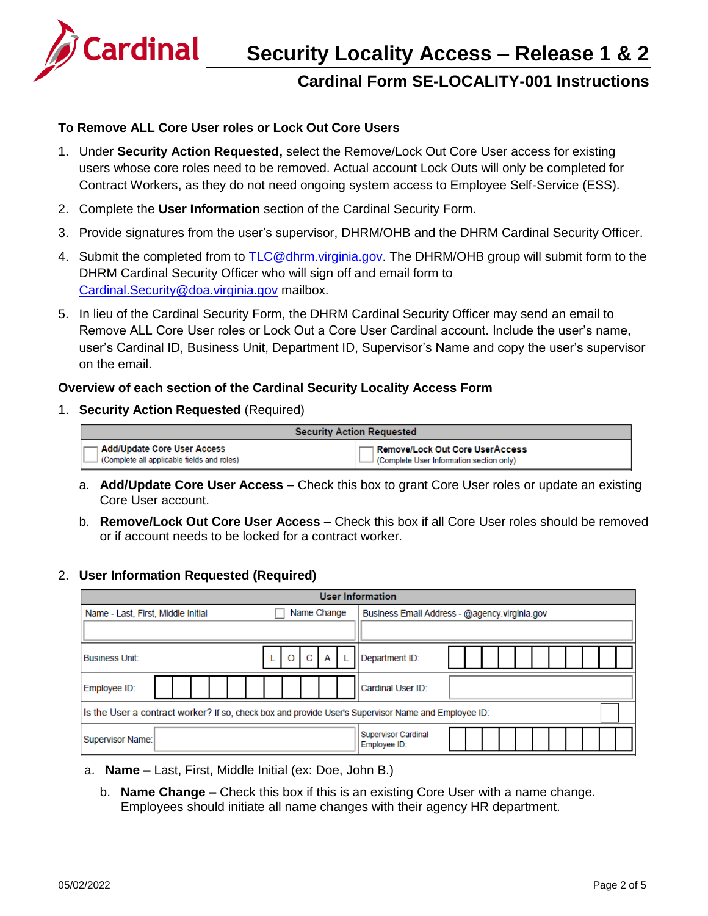**To Remove ALL Core User roles or Lock Out Core Users**

1. Under **Security Action Requested,** select the Remove/Lock Out Core User access for existing users whose core roles need to be removed. Actual account Lock Outs will only be completed for Contract Workers, as they do not need ongoing system access to Employee Self-Service (ESS).
2. Complete the **User Information** section of the Cardinal Security Form.
3. Provide signatures from the user's supervisor, DHRM/OHB and the DHRM Cardinal Security Officer.
4. Submit the completed from to TLC@dhrm.virginia.gov. The DHRM/OHB group will submit form to the DHRM Cardinal Security Officer who will sign off and email form to Cardinal.Security@doa.virginia.gov mailbox.
5. In lieu of the Cardinal Security Form, the DHRM Cardinal Security Officer may send an email to Remove ALL Core User roles or Lock Out a Core User Cardinal account. Include the user's name, user's Cardinal ID, Business Unit, Department ID, Supervisor's Name and copy the user's supervisor on the email.

**Overview of each section of the Cardinal Security Locality Access Form**

1. **Security Action Requested** (Required)

| Security Action Requested | |
|---|---|
| ☐ **Add/Update Core User Access** (Complete all applicable fields and roles) | ☐ **Remove/Lock Out Core UserAccess** (Complete User Information section only) |

   a. **Add/Update Core User Access** – Check this box to grant Core User roles or update an existing Core User account.

   b. **Remove/Lock Out Core User Access** – Check this box if all Core User roles should be removed or if account needs to be locked for a contract worker.

2. **User Information Requested (Required)**

| User Information | | | |
|---|---|---|---|
| Name - Last, First, Middle Initial | ☐ Name Change | Business Email Address - @agency.virginia.gov | |
| Business Unit: | L O C A L | Department ID: | |
| Employee ID: | | Cardinal User ID: | |
| Is the User a contract worker? If so, check box and provide User's Supervisor Name and Employee ID: | | | ☐ |
| Supervisor Name: | | Supervisor Cardinal Employee ID: | |

   a. **Name –** Last, First, Middle Initial (ex: Doe, John B.)

      b. **Name Change –** Check this box if this is an existing Core User with a name change. Employees should initiate all name changes with their agency HR department.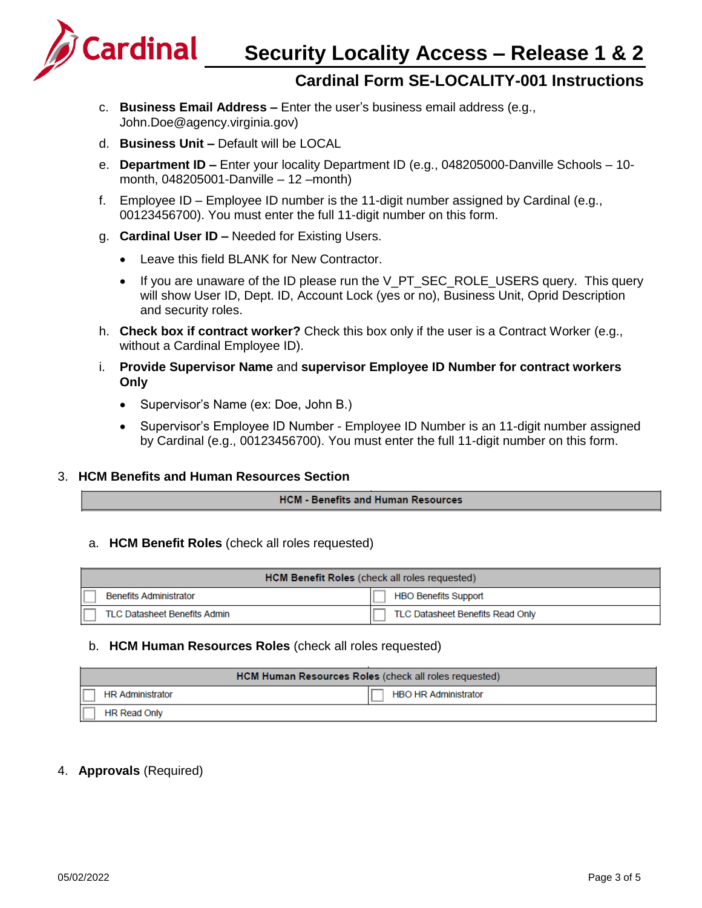c. **Business Email Address –** Enter the user's business email address (e.g., John.Doe@agency.virginia.gov)

d. **Business Unit –** Default will be LOCAL

e. **Department ID –** Enter your locality Department ID (e.g., 048205000-Danville Schools – 10-month, 048205001-Danville – 12 –month)

f. Employee ID – Employee ID number is the 11-digit number assigned by Cardinal (e.g., 00123456700). You must enter the full 11-digit number on this form.

g. **Cardinal User ID –** Needed for Existing Users.

- Leave this field BLANK for New Contractor.
- If you are unaware of the ID please run the V_PT_SEC_ROLE_USERS query. This query will show User ID, Dept. ID, Account Lock (yes or no), Business Unit, Oprid Description and security roles.

h. **Check box if contract worker?** Check this box only if the user is a Contract Worker (e.g., without a Cardinal Employee ID).

i. **Provide Supervisor Name** and **supervisor Employee ID Number for contract workers Only**

- Supervisor's Name (ex: Doe, John B.)
- Supervisor's Employee ID Number - Employee ID Number is an 11-digit number assigned by Cardinal (e.g., 00123456700). You must enter the full 11-digit number on this form.

3. **HCM Benefits and Human Resources Section**

| **HCM - Benefits and Human Resources** |
|---|

a. **HCM Benefit Roles** (check all roles requested)

| **HCM Benefit Roles** (check all roles requested) | |
|---|---|
| ☐ Benefits Administrator | ☐ HBO Benefits Support |
| ☐ TLC Datasheet Benefits Admin | ☐ TLC Datasheet Benefits Read Only |

b. **HCM Human Resources Roles** (check all roles requested)

| **HCM Human Resources Roles** (check all roles requested) | |
|---|---|
| ☐ HR Administrator | ☐ HBO HR Administrator |
| ☐ HR Read Only | |

4. **Approvals** (Required)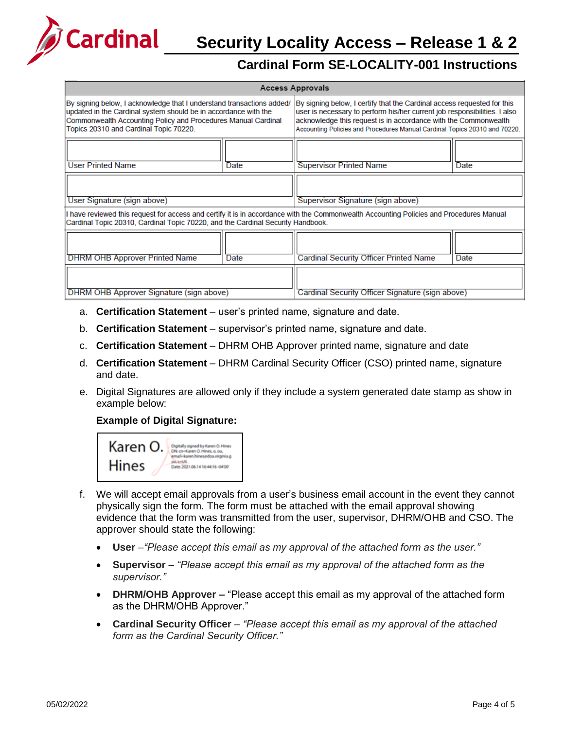| Access Approvals | | | |
|---|---|---|---|
| By signing below, I acknowledge that I understand transactions added/ updated in the Cardinal system should be in accordance with the Commonwealth Accounting Policy and Procedures Manual Cardinal Topics 20310 and Cardinal Topic 70220. | | By signing below, I certify that the Cardinal access requested for this user is necessary to perform his/her current job responsibilities. I also acknowledge this request is in accordance with the Commonwealth Accounting Policies and Procedures Manual Cardinal Topics 20310 and 70220. | |
| User Printed Name | Date | Supervisor Printed Name | Date |
| User Signature (sign above) | | Supervisor Signature (sign above) | |
| I have reviewed this request for access and certify it is in accordance with the Commonwealth Accounting Policies and Procedures Manual Cardinal Topic 20310, Cardinal Topic 70220, and the Cardinal Security Handbook. | | | |
| DHRM OHB Approver Printed Name | Date | Cardinal Security Officer Printed Name | Date |
| DHRM OHB Approver Signature (sign above) | | Cardinal Security Officer Signature (sign above) | |

a. **Certification Statement** – user's printed name, signature and date.

b. **Certification Statement** – supervisor's printed name, signature and date.

c. **Certification Statement** – DHRM OHB Approver printed name, signature and date

d. **Certification Statement** – DHRM Cardinal Security Officer (CSO) printed name, signature and date.

e. Digital Signatures are allowed only if they include a system generated date stamp as show in example below:

**Example of Digital Signature:**

Karen O. Hines — Digitally signed by Karen O. Hines DN: cn=Karen O. Hines, o, ou, email=karen.hines@doa.virginia.gov, c=US Date: 2021.06.14 16:44:16 -04'00'

f. We will accept email approvals from a user's business email account in the event they cannot physically sign the form. The form must be attached with the email approval showing evidence that the form was transmitted from the user, supervisor, DHRM/OHB and CSO. The approver should state the following:

- **User** –*"Please accept this email as my approval of the attached form as the user."*
- **Supervisor** – *"Please accept this email as my approval of the attached form as the supervisor."*
- **DHRM/OHB Approver –** "Please accept this email as my approval of the attached form as the DHRM/OHB Approver."
- **Cardinal Security Officer** – *"Please accept this email as my approval of the attached form as the Cardinal Security Officer."*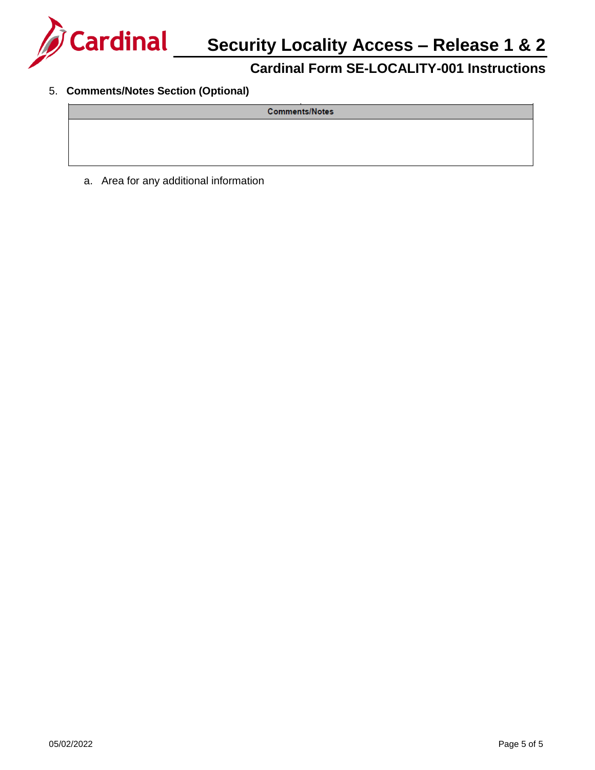5. **Comments/Notes Section (Optional)**

| Comments/Notes |
| --- |
| |

a. Area for any additional information